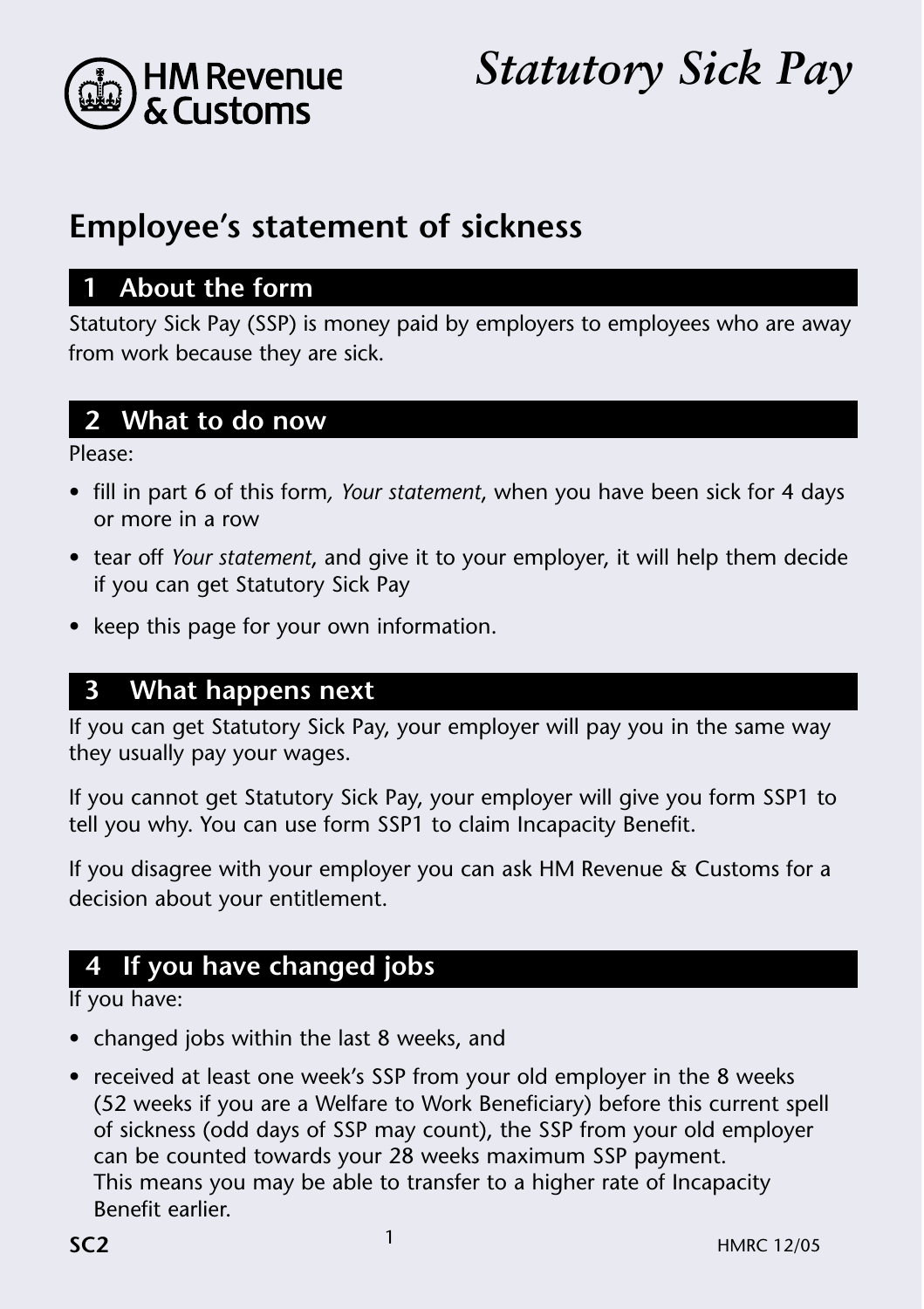HM Revenue & Customs

# Statutory Sick Pay

## Employee's statement of sickness

### 1 About the form

Statutory Sick Pay (SSP) is money paid by employers to employees who are away from work because they are sick.

### 2 What to do now

Please:

- fill in part 6 of this form, *Your statement*, when you have been sick for 4 days or more in a row
- tear off *Your statement*, and give it to your employer, it will help them decide if you can get Statutory Sick Pay
- keep this page for your own information.

### 3 What happens next

If you can get Statutory Sick Pay, your employer will pay you in the same way they usually pay your wages.

If you cannot get Statutory Sick Pay, your employer will give you form SSP1 to tell you why. You can use form SSP1 to claim Incapacity Benefit.

If you disagree with your employer you can ask HM Revenue & Customs for a decision about your entitlement.

### 4 If you have changed jobs

If you have:

- changed jobs within the last 8 weeks, and
- received at least one week's SSP from your old employer in the 8 weeks (52 weeks if you are a Welfare to Work Beneficiary) before this current spell of sickness (odd days of SSP may count), the SSP from your old employer can be counted towards your 28 weeks maximum SSP payment. This means you may be able to transfer to a higher rate of Incapacity Benefit earlier.

**SC2** HMRC 12/05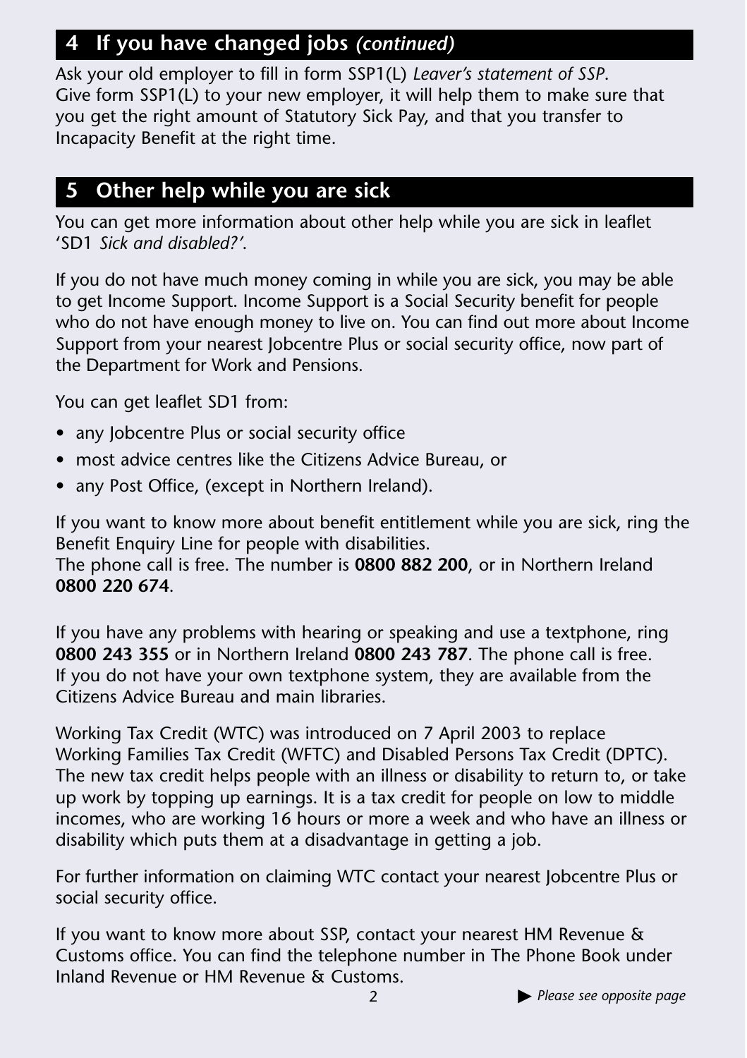## 4 If you have changed jobs *(continued)*

Ask your old employer to fill in form SSP1(L) *Leaver's statement of SSP*. Give form SSP1(L) to your new employer, it will help them to make sure that you get the right amount of Statutory Sick Pay, and that you transfer to Incapacity Benefit at the right time.

## 5 Other help while you are sick

You can get more information about other help while you are sick in leaflet 'SD1 *Sick and disabled?'*.

If you do not have much money coming in while you are sick, you may be able to get Income Support. Income Support is a Social Security benefit for people who do not have enough money to live on. You can find out more about Income Support from your nearest Jobcentre Plus or social security office, now part of the Department for Work and Pensions.

You can get leaflet SD1 from:

- any Jobcentre Plus or social security office
- most advice centres like the Citizens Advice Bureau, or
- any Post Office, (except in Northern Ireland).

If you want to know more about benefit entitlement while you are sick, ring the Benefit Enquiry Line for people with disabilities.
The phone call is free. The number is **0800 882 200**, or in Northern Ireland **0800 220 674**.

If you have any problems with hearing or speaking and use a textphone, ring **0800 243 355** or in Northern Ireland **0800 243 787**. The phone call is free. If you do not have your own textphone system, they are available from the Citizens Advice Bureau and main libraries.

Working Tax Credit (WTC) was introduced on 7 April 2003 to replace Working Families Tax Credit (WFTC) and Disabled Persons Tax Credit (DPTC). The new tax credit helps people with an illness or disability to return to, or take up work by topping up earnings. It is a tax credit for people on low to middle incomes, who are working 16 hours or more a week and who have an illness or disability which puts them at a disadvantage in getting a job.

For further information on claiming WTC contact your nearest Jobcentre Plus or social security office.

If you want to know more about SSP, contact your nearest HM Revenue & Customs office. You can find the telephone number in The Phone Book under Inland Revenue or HM Revenue & Customs.

▶ *Please see opposite page*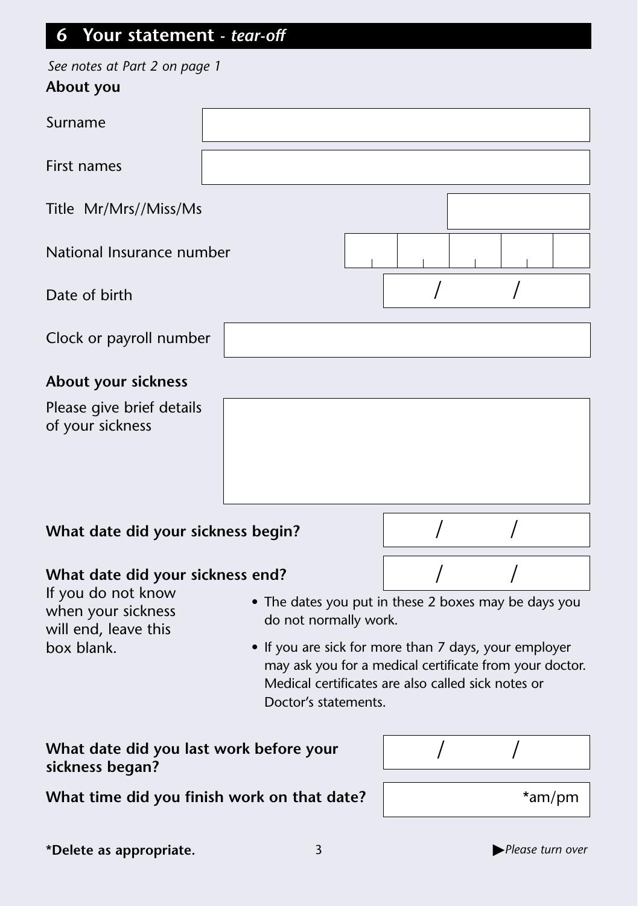## 6 Your statement - *tear-off*

*See notes at Part 2 on page 1*

**About you**

Surname

First names

Title Mr/Mrs//Miss/Ms

National Insurance number

Date of birth / /

Clock or payroll number

**About your sickness**

Please give brief details of your sickness

**What date did your sickness begin?** / /

**What date did your sickness end?** / /

If you do not know when your sickness will end, leave this box blank.

- The dates you put in these 2 boxes may be days you do not normally work.
- If you are sick for more than 7 days, your employer may ask you for a medical certificate from your doctor. Medical certificates are also called sick notes or Doctor's statements.

**What date did you last work before your sickness began?** / /

**What time did you finish work on that date?** *am/pm

**\*Delete as appropriate.**

▶*Please turn over*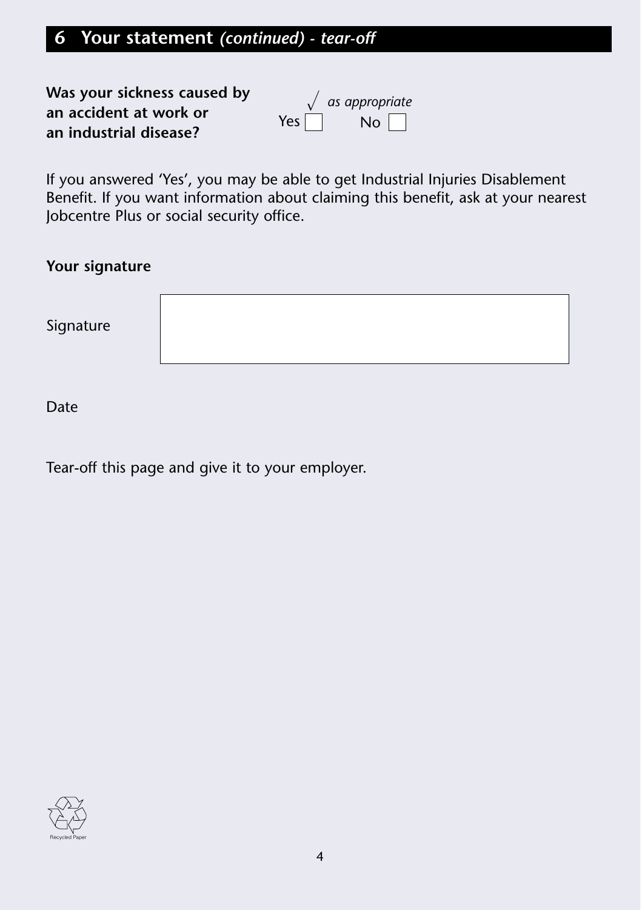## 6 Your statement *(continued) - tear-off*

**Was your sickness caused by an accident at work or an industrial disease?**

√ *as appropriate*

Yes ☐ No ☐

If you answered 'Yes', you may be able to get Industrial Injuries Disablement Benefit. If you want information about claiming this benefit, ask at your nearest Jobcentre Plus or social security office.

**Your signature**

Signature

Date

Tear-off this page and give it to your employer.

Recycled Paper